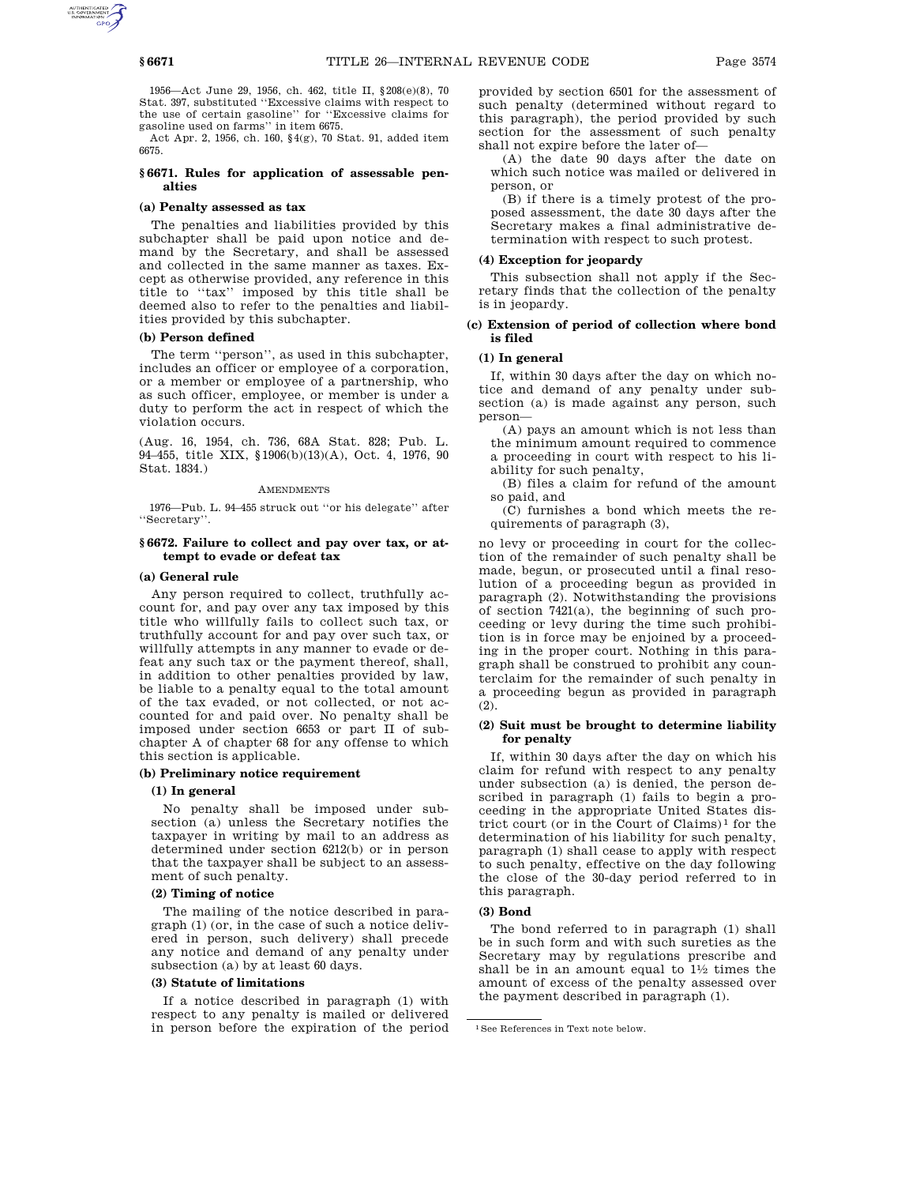1956—Act June 29, 1956, ch. 462, title II, §208(e)(8), 70 Stat. 397, substituted ''Excessive claims with respect to the use of certain gasoline'' for ''Excessive claims for gasoline used on farms'' in item 6675.

Act Apr. 2, 1956, ch. 160, §4(g), 70 Stat. 91, added item 6675.

## §6671. Rules for application of assessable penalties

### (a) Penalty assessed as tax

The penalties and liabilities provided by this subchapter shall be paid upon notice and demand by the Secretary, and shall be assessed and collected in the same manner as taxes. Except as otherwise provided, any reference in this title to ''tax'' imposed by this title shall be deemed also to refer to the penalties and liabilities provided by this subchapter.

### (b) Person defined

The term ''person'', as used in this subchapter, includes an officer or employee of a corporation, or a member or employee of a partnership, who as such officer, employee, or member is under a duty to perform the act in respect of which the violation occurs.

(Aug. 16, 1954, ch. 736, 68A Stat. 828; Pub. L. 94–455, title XIX, §1906(b)(13)(A), Oct. 4, 1976, 90 Stat. 1834.)

AMENDMENTS

1976—Pub. L. 94–455 struck out ''or his delegate'' after ''Secretary''.

## §6672. Failure to collect and pay over tax, or attempt to evade or defeat tax

### (a) General rule

Any person required to collect, truthfully account for, and pay over any tax imposed by this title who willfully fails to collect such tax, or truthfully account for and pay over such tax, or willfully attempts in any manner to evade or defeat any such tax or the payment thereof, shall, in addition to other penalties provided by law, be liable to a penalty equal to the total amount of the tax evaded, or not collected, or not accounted for and paid over. No penalty shall be imposed under section 6653 or part II of subchapter A of chapter 68 for any offense to which this section is applicable.

### (b) Preliminary notice requirement

#### (1) In general

No penalty shall be imposed under subsection (a) unless the Secretary notifies the taxpayer in writing by mail to an address as determined under section 6212(b) or in person that the taxpayer shall be subject to an assessment of such penalty.

#### (2) Timing of notice

The mailing of the notice described in paragraph (1) (or, in the case of such a notice delivered in person, such delivery) shall precede any notice and demand of any penalty under subsection (a) by at least 60 days.

#### (3) Statute of limitations

If a notice described in paragraph (1) with respect to any penalty is mailed or delivered in person before the expiration of the period provided by section 6501 for the assessment of such penalty (determined without regard to this paragraph), the period provided by such section for the assessment of such penalty shall not expire before the later of—

(A) the date 90 days after the date on which such notice was mailed or delivered in person, or

(B) if there is a timely protest of the proposed assessment, the date 30 days after the Secretary makes a final administrative determination with respect to such protest.

#### (4) Exception for jeopardy

This subsection shall not apply if the Secretary finds that the collection of the penalty is in jeopardy.

### (c) Extension of period of collection where bond is filed

#### (1) In general

If, within 30 days after the day on which notice and demand of any penalty under subsection (a) is made against any person, such person—

(A) pays an amount which is not less than the minimum amount required to commence a proceeding in court with respect to his liability for such penalty,

(B) files a claim for refund of the amount so paid, and

(C) furnishes a bond which meets the requirements of paragraph (3),

no levy or proceeding in court for the collection of the remainder of such penalty shall be made, begun, or prosecuted until a final resolution of a proceeding begun as provided in paragraph (2). Notwithstanding the provisions of section 7421(a), the beginning of such proceeding or levy during the time such prohibition is in force may be enjoined by a proceeding in the proper court. Nothing in this paragraph shall be construed to prohibit any counterclaim for the remainder of such penalty in a proceeding begun as provided in paragraph (2).

#### (2) Suit must be brought to determine liability for penalty

If, within 30 days after the day on which his claim for refund with respect to any penalty under subsection (a) is denied, the person described in paragraph (1) fails to begin a proceeding in the appropriate United States district court (or in the Court of Claims)[1] for the determination of his liability for such penalty, paragraph (1) shall cease to apply with respect to such penalty, effective on the day following the close of the 30-day period referred to in this paragraph.

#### (3) Bond

The bond referred to in paragraph (1) shall be in such form and with such sureties as the Secretary may by regulations prescribe and shall be in an amount equal to 1½ times the amount of excess of the penalty assessed over the payment described in paragraph (1).

[1] See References in Text note below.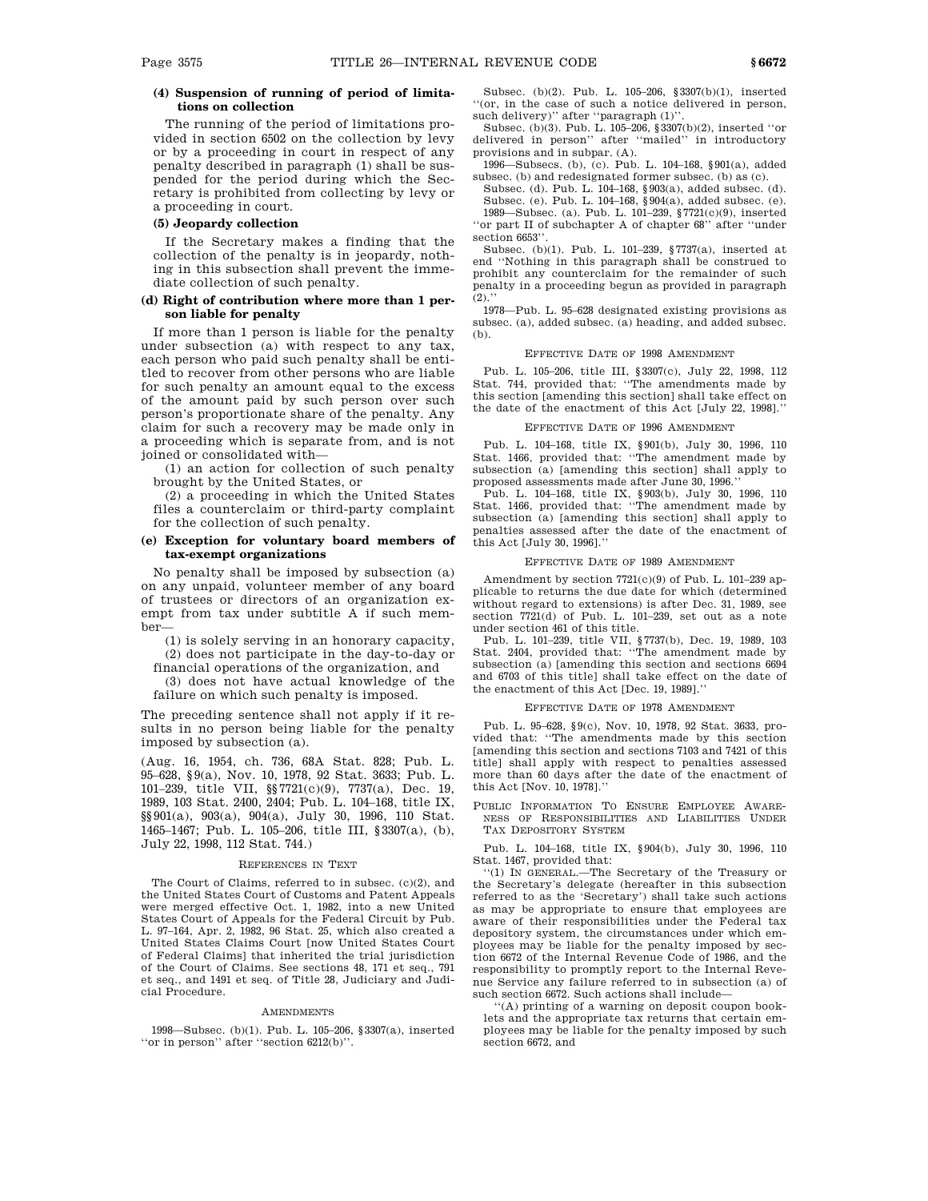**(4) Suspension of running of period of limitations on collection**

The running of the period of limitations provided in section 6502 on the collection by levy or by a proceeding in court in respect of any penalty described in paragraph (1) shall be suspended for the period during which the Secretary is prohibited from collecting by levy or a proceeding in court.

**(5) Jeopardy collection**

If the Secretary makes a finding that the collection of the penalty is in jeopardy, nothing in this subsection shall prevent the immediate collection of such penalty.

**(d) Right of contribution where more than 1 person liable for penalty**

If more than 1 person is liable for the penalty under subsection (a) with respect to any tax, each person who paid such penalty shall be entitled to recover from other persons who are liable for such penalty an amount equal to the excess of the amount paid by such person over such person's proportionate share of the penalty. Any claim for such a recovery may be made only in a proceeding which is separate from, and is not joined or consolidated with—

(1) an action for collection of such penalty brought by the United States, or

(2) a proceeding in which the United States files a counterclaim or third-party complaint for the collection of such penalty.

**(e) Exception for voluntary board members of tax-exempt organizations**

No penalty shall be imposed by subsection (a) on any unpaid, volunteer member of any board of trustees or directors of an organization exempt from tax under subtitle A if such member—

(1) is solely serving in an honorary capacity,

(2) does not participate in the day-to-day or financial operations of the organization, and

(3) does not have actual knowledge of the failure on which such penalty is imposed.

The preceding sentence shall not apply if it results in no person being liable for the penalty imposed by subsection (a).

(Aug. 16, 1954, ch. 736, 68A Stat. 828; Pub. L. 95–628, §9(a), Nov. 10, 1978, 92 Stat. 3633; Pub. L. 101–239, title VII, §§7721(c)(9), 7737(a), Dec. 19, 1989, 103 Stat. 2400, 2404; Pub. L. 104–168, title IX, §§901(a), 903(a), 904(a), July 30, 1996, 110 Stat. 1465–1467; Pub. L. 105–206, title III, §3307(a), (b), July 22, 1998, 112 Stat. 744.)

REFERENCES IN TEXT

The Court of Claims, referred to in subsec. (c)(2), and the United States Court of Customs and Patent Appeals were merged effective Oct. 1, 1982, into a new United States Court of Appeals for the Federal Circuit by Pub. L. 97–164, Apr. 2, 1982, 96 Stat. 25, which also created a United States Claims Court [now United States Court of Federal Claims] that inherited the trial jurisdiction of the Court of Claims. See sections 48, 171 et seq., 791 et seq., and 1491 et seq. of Title 28, Judiciary and Judicial Procedure.

AMENDMENTS

1998—Subsec. (b)(1). Pub. L. 105–206, §3307(a), inserted ''or in person'' after ''section 6212(b)''.

Subsec. (b)(2). Pub. L. 105–206, §3307(b)(1), inserted ''(or, in the case of such a notice delivered in person, such delivery)'' after ''paragraph (1)''.

Subsec. (b)(3). Pub. L. 105–206, §3307(b)(2), inserted ''or delivered in person'' after ''mailed'' in introductory provisions and in subpar. (A).

1996—Subsecs. (b), (c). Pub. L. 104–168, §901(a), added subsec. (b) and redesignated former subsec. (b) as (c).

Subsec. (d). Pub. L. 104–168, §903(a), added subsec. (d).

Subsec. (e). Pub. L. 104–168, §904(a), added subsec. (e).

1989—Subsec. (a). Pub. L. 101–239, §7721(c)(9), inserted ''or part II of subchapter A of chapter 68'' after ''under section 6653''.

Subsec. (b)(1). Pub. L. 101–239, §7737(a), inserted at end ''Nothing in this paragraph shall be construed to prohibit any counterclaim for the remainder of such penalty in a proceeding begun as provided in paragraph (2).''

1978—Pub. L. 95–628 designated existing provisions as subsec. (a), added subsec. (a) heading, and added subsec. (b).

EFFECTIVE DATE OF 1998 AMENDMENT

Pub. L. 105–206, title III, §3307(c), July 22, 1998, 112 Stat. 744, provided that: ''The amendments made by this section [amending this section] shall take effect on the date of the enactment of this Act [July 22, 1998].''

EFFECTIVE DATE OF 1996 AMENDMENT

Pub. L. 104–168, title IX, §901(b), July 30, 1996, 110 Stat. 1466, provided that: ''The amendment made by subsection (a) [amending this section] shall apply to proposed assessments made after June 30, 1996.''

Pub. L. 104–168, title IX, §903(b), July 30, 1996, 110 Stat. 1466, provided that: ''The amendment made by subsection (a) [amending this section] shall apply to penalties assessed after the date of the enactment of this Act [July 30, 1996].''

EFFECTIVE DATE OF 1989 AMENDMENT

Amendment by section 7721(c)(9) of Pub. L. 101–239 applicable to returns the due date for which (determined without regard to extensions) is after Dec. 31, 1989, see section 7721(d) of Pub. L. 101–239, set out as a note under section 461 of this title.

Pub. L. 101–239, title VII, §7737(b), Dec. 19, 1989, 103 Stat. 2404, provided that: ''The amendment made by subsection (a) [amending this section and sections 6694 and 6703 of this title] shall take effect on the date of the enactment of this Act [Dec. 19, 1989].''

EFFECTIVE DATE OF 1978 AMENDMENT

Pub. L. 95–628, §9(c), Nov. 10, 1978, 92 Stat. 3633, provided that: ''The amendments made by this section [amending this section and sections 7103 and 7421 of this title] shall apply with respect to penalties assessed more than 60 days after the date of the enactment of this Act [Nov. 10, 1978].''

PUBLIC INFORMATION TO ENSURE EMPLOYEE AWARENESS OF RESPONSIBILITIES AND LIABILITIES UNDER TAX DEPOSITORY SYSTEM

Pub. L. 104–168, title IX, §904(b), July 30, 1996, 110 Stat. 1467, provided that:

''(1) IN GENERAL.—The Secretary of the Treasury or the Secretary's delegate (hereafter in this subsection referred to as the 'Secretary') shall take such actions as may be appropriate to ensure that employees are aware of their responsibilities under the Federal tax depository system, the circumstances under which employees may be liable for the penalty imposed by section 6672 of the Internal Revenue Code of 1986, and the responsibility to promptly report to the Internal Revenue Service any failure referred to in subsection (a) of such section 6672. Such actions shall include—

''(A) printing of a warning on deposit coupon booklets and the appropriate tax returns that certain employees may be liable for the penalty imposed by such section 6672, and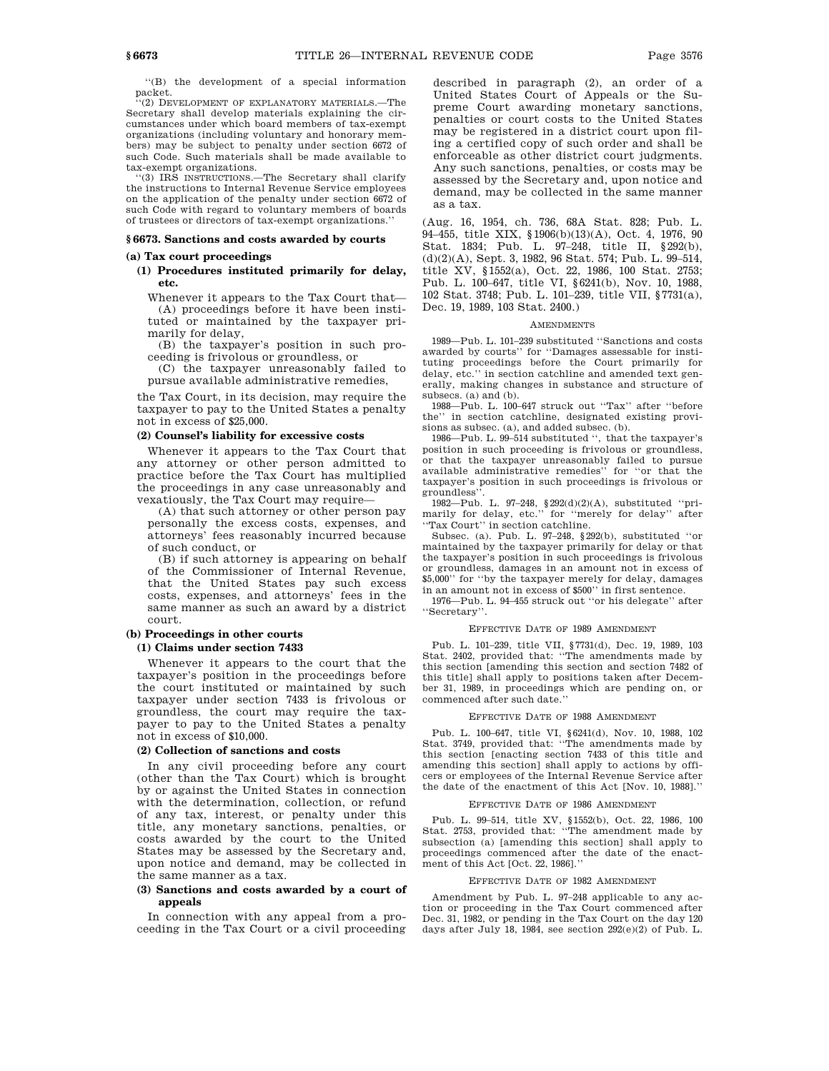"(B) the development of a special information packet.

"(2) DEVELOPMENT OF EXPLANATORY MATERIALS.—The Secretary shall develop materials explaining the circumstances under which board members of tax-exempt organizations (including voluntary and honorary members) may be subject to penalty under section 6672 of such Code. Such materials shall be made available to tax-exempt organizations.

"(3) IRS INSTRUCTIONS.—The Secretary shall clarify the instructions to Internal Revenue Service employees on the application of the penalty under section 6672 of such Code with regard to voluntary members of boards of trustees or directors of tax-exempt organizations."

## § 6673. Sanctions and costs awarded by courts

### (a) Tax court proceedings

#### (1) Procedures instituted primarily for delay, etc.

Whenever it appears to the Tax Court that—

(A) proceedings before it have been instituted or maintained by the taxpayer primarily for delay,

(B) the taxpayer's position in such proceeding is frivolous or groundless, or

(C) the taxpayer unreasonably failed to pursue available administrative remedies,

the Tax Court, in its decision, may require the taxpayer to pay to the United States a penalty not in excess of $25,000.

#### (2) Counsel's liability for excessive costs

Whenever it appears to the Tax Court that any attorney or other person admitted to practice before the Tax Court has multiplied the proceedings in any case unreasonably and vexatiously, the Tax Court may require—

(A) that such attorney or other person pay personally the excess costs, expenses, and attorneys' fees reasonably incurred because of such conduct, or

(B) if such attorney is appearing on behalf of the Commissioner of Internal Revenue, that the United States pay such excess costs, expenses, and attorneys' fees in the same manner as such an award by a district court.

### (b) Proceedings in other courts

#### (1) Claims under section 7433

Whenever it appears to the court that the taxpayer's position in the proceedings before the court instituted or maintained by such taxpayer under section 7433 is frivolous or groundless, the court may require the taxpayer to pay to the United States a penalty not in excess of $10,000.

#### (2) Collection of sanctions and costs

In any civil proceeding before any court (other than the Tax Court) which is brought by or against the United States in connection with the determination, collection, or refund of any tax, interest, or penalty under this title, any monetary sanctions, penalties, or costs awarded by the court to the United States may be assessed by the Secretary and, upon notice and demand, may be collected in the same manner as a tax.

#### (3) Sanctions and costs awarded by a court of appeals

In connection with any appeal from a proceeding in the Tax Court or a civil proceeding described in paragraph (2), an order of a United States Court of Appeals or the Supreme Court awarding monetary sanctions, penalties or court costs to the United States may be registered in a district court upon filing a certified copy of such order and shall be enforceable as other district court judgments. Any such sanctions, penalties, or costs may be assessed by the Secretary and, upon notice and demand, may be collected in the same manner as a tax.

(Aug. 16, 1954, ch. 736, 68A Stat. 828; Pub. L. 94–455, title XIX, §1906(b)(13)(A), Oct. 4, 1976, 90 Stat. 1834; Pub. L. 97–248, title II, §292(b), (d)(2)(A), Sept. 3, 1982, 96 Stat. 574; Pub. L. 99–514, title XV, §1552(a), Oct. 22, 1986, 100 Stat. 2753; Pub. L. 100–647, title VI, §6241(b), Nov. 10, 1988, 102 Stat. 3748; Pub. L. 101–239, title VII, §7731(a), Dec. 19, 1989, 103 Stat. 2400.)

AMENDMENTS

1989—Pub. L. 101–239 substituted "Sanctions and costs awarded by courts" for "Damages assessable for instituting proceedings before the Court primarily for delay, etc." in section catchline and amended text generally, making changes in substance and structure of subsecs. (a) and (b).

1988—Pub. L. 100–647 struck out "Tax" after "before the" in section catchline, designated existing provisions as subsec. (a), and added subsec. (b).

1986—Pub. L. 99–514 substituted ", that the taxpayer's position in such proceeding is frivolous or groundless, or that the taxpayer unreasonably failed to pursue available administrative remedies" for "or that the taxpayer's position in such proceedings is frivolous or groundless".

1982—Pub. L. 97–248, §292(d)(2)(A), substituted "primarily for delay, etc." for "merely for delay" after "Tax Court" in section catchline.

Subsec. (a). Pub. L. 97–248, §292(b), substituted "or maintained by the taxpayer primarily for delay or that the taxpayer's position in such proceedings is frivolous or groundless, damages in an amount not in excess of $5,000" for "by the taxpayer merely for delay, damages in an amount not in excess of $500" in first sentence.

1976—Pub. L. 94–455 struck out "or his delegate" after "Secretary".

EFFECTIVE DATE OF 1989 AMENDMENT

Pub. L. 101–239, title VII, §7731(d), Dec. 19, 1989, 103 Stat. 2402, provided that: "The amendments made by this section [amending this section and section 7482 of this title] shall apply to positions taken after December 31, 1989, in proceedings which are pending on, or commenced after such date."

EFFECTIVE DATE OF 1988 AMENDMENT

Pub. L. 100–647, title VI, §6241(d), Nov. 10, 1988, 102 Stat. 3749, provided that: "The amendments made by this section [enacting section 7433 of this title and amending this section] shall apply to actions by officers or employees of the Internal Revenue Service after the date of the enactment of this Act [Nov. 10, 1988]."

EFFECTIVE DATE OF 1986 AMENDMENT

Pub. L. 99–514, title XV, §1552(b), Oct. 22, 1986, 100 Stat. 2753, provided that: "The amendment made by subsection (a) [amending this section] shall apply to proceedings commenced after the date of the enactment of this Act [Oct. 22, 1986]."

EFFECTIVE DATE OF 1982 AMENDMENT

Amendment by Pub. L. 97–248 applicable to any action or proceeding in the Tax Court commenced after Dec. 31, 1982, or pending in the Tax Court on the day 120 days after July 18, 1984, see section 292(e)(2) of Pub. L.